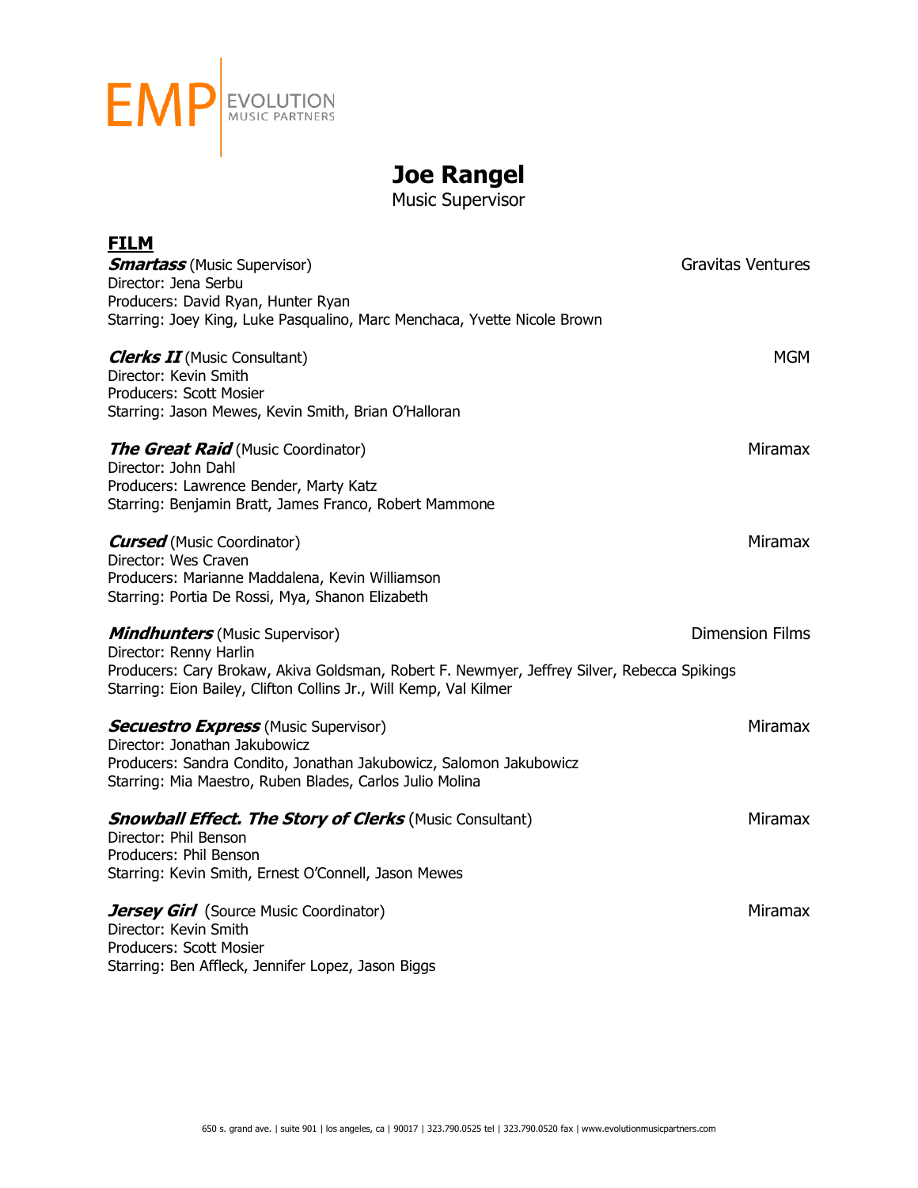EMP | EVOLUTION MUSIC PARTNERS

# Joe Rangel

Music Supervisor

## FILM

***Smartass*** (Music Supervisor) — Gravitas Ventures
Director: Jena Serbu
Producers: David Ryan, Hunter Ryan
Starring: Joey King, Luke Pasqualino, Marc Menchaca, Yvette Nicole Brown

***Clerks II*** (Music Consultant) — MGM
Director: Kevin Smith
Producers: Scott Mosier
Starring: Jason Mewes, Kevin Smith, Brian O'Halloran

***The Great Raid*** (Music Coordinator) — Miramax
Director: John Dahl
Producers: Lawrence Bender, Marty Katz
Starring: Benjamin Bratt, James Franco, Robert Mammone

***Cursed*** (Music Coordinator) — Miramax
Director: Wes Craven
Producers: Marianne Maddalena, Kevin Williamson
Starring: Portia De Rossi, Mya, Shanon Elizabeth

***Mindhunters*** (Music Supervisor) — Dimension Films
Director: Renny Harlin
Producers: Cary Brokaw, Akiva Goldsman, Robert F. Newmyer, Jeffrey Silver, Rebecca Spikings
Starring: Eion Bailey, Clifton Collins Jr., Will Kemp, Val Kilmer

***Secuestro Express*** (Music Supervisor) — Miramax
Director: Jonathan Jakubowicz
Producers: Sandra Condito, Jonathan Jakubowicz, Salomon Jakubowicz
Starring: Mia Maestro, Ruben Blades, Carlos Julio Molina

***Snowball Effect. The Story of Clerks*** (Music Consultant) — Miramax
Director: Phil Benson
Producers: Phil Benson
Starring: Kevin Smith, Ernest O'Connell, Jason Mewes

***Jersey Girl*** (Source Music Coordinator) — Miramax
Director: Kevin Smith
Producers: Scott Mosier
Starring: Ben Affleck, Jennifer Lopez, Jason Biggs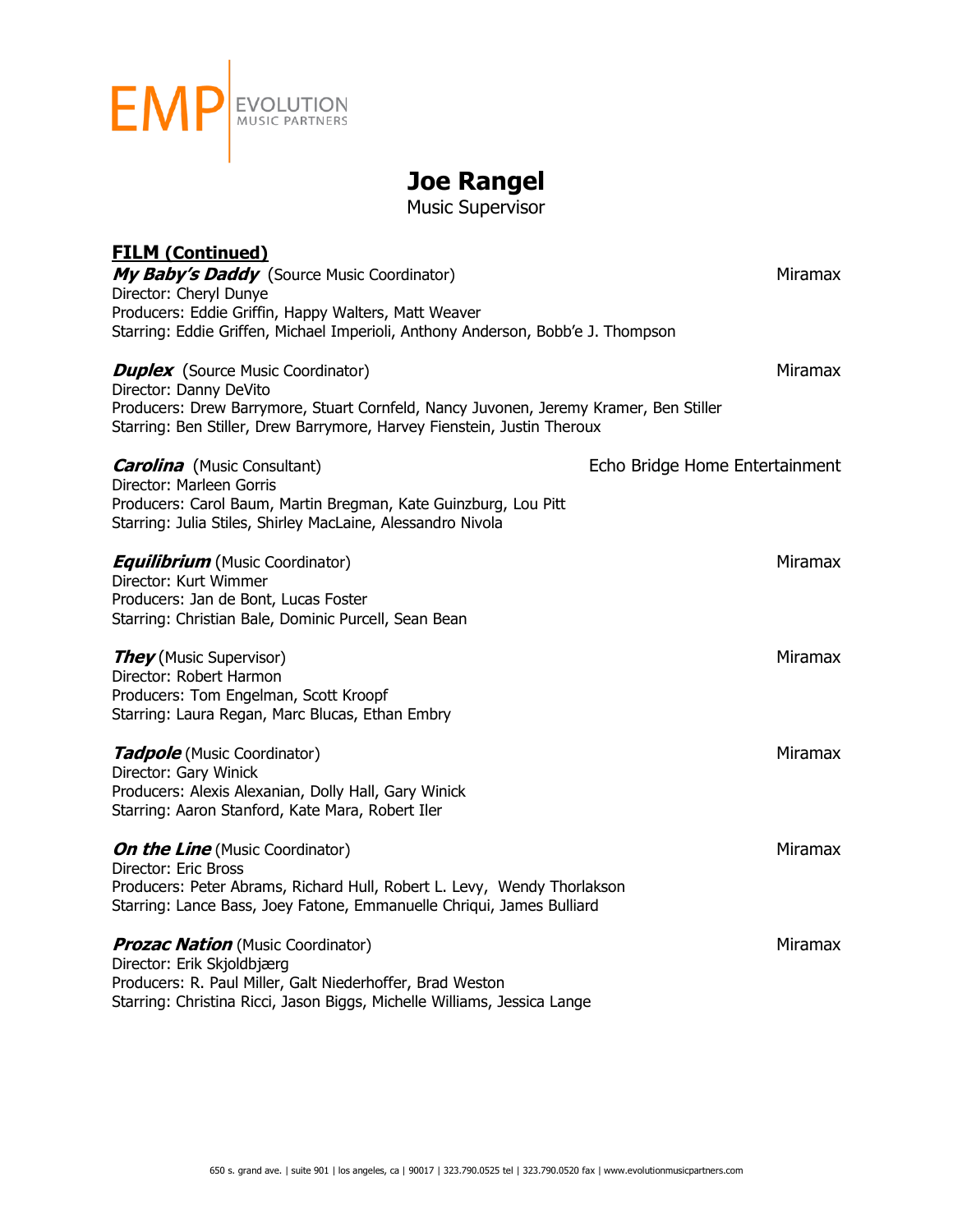# Joe Rangel

Music Supervisor

**FILM (Continued)**

***My Baby's Daddy*** (Source Music Coordinator) — Miramax
Director: Cheryl Dunye
Producers: Eddie Griffin, Happy Walters, Matt Weaver
Starring: Eddie Griffen, Michael Imperioli, Anthony Anderson, Bobb'e J. Thompson

***Duplex*** (Source Music Coordinator) — Miramax
Director: Danny DeVito
Producers: Drew Barrymore, Stuart Cornfeld, Nancy Juvonen, Jeremy Kramer, Ben Stiller
Starring: Ben Stiller, Drew Barrymore, Harvey Fienstein, Justin Theroux

***Carolina*** (Music Consultant) — Echo Bridge Home Entertainment
Director: Marleen Gorris
Producers: Carol Baum, Martin Bregman, Kate Guinzburg, Lou Pitt
Starring: Julia Stiles, Shirley MacLaine, Alessandro Nivola

***Equilibrium*** (Music Coordinator) — Miramax
Director: Kurt Wimmer
Producers: Jan de Bont, Lucas Foster
Starring: Christian Bale, Dominic Purcell, Sean Bean

***They*** (Music Supervisor) — Miramax
Director: Robert Harmon
Producers: Tom Engelman, Scott Kroopf
Starring: Laura Regan, Marc Blucas, Ethan Embry

***Tadpole*** (Music Coordinator) — Miramax
Director: Gary Winick
Producers: Alexis Alexanian, Dolly Hall, Gary Winick
Starring: Aaron Stanford, Kate Mara, Robert Iler

***On the Line*** (Music Coordinator) — Miramax
Director: Eric Bross
Producers: Peter Abrams, Richard Hull, Robert L. Levy, Wendy Thorlakson
Starring: Lance Bass, Joey Fatone, Emmanuelle Chriqui, James Bulliard

***Prozac Nation*** (Music Coordinator) — Miramax
Director: Erik Skjoldbjærg
Producers: R. Paul Miller, Galt Niederhoffer, Brad Weston
Starring: Christina Ricci, Jason Biggs, Michelle Williams, Jessica Lange

650 s. grand ave. | suite 901 | los angeles, ca | 90017 | 323.790.0525 tel | 323.790.0520 fax | www.evolutionmusicpartners.com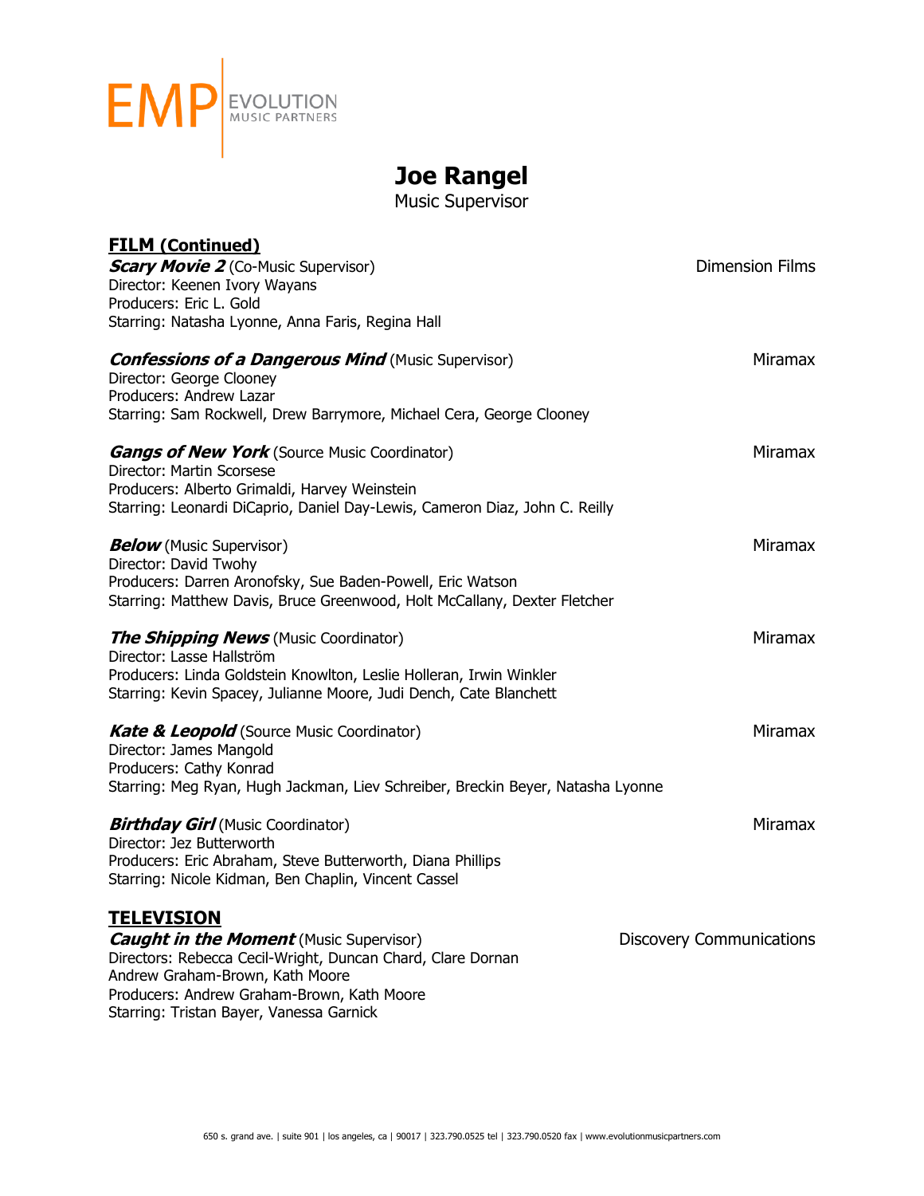EMP | EVOLUTION MUSIC PARTNERS

# Joe Rangel

Music Supervisor

## FILM (Continued)

***Scary Movie 2*** (Co-Music Supervisor) — Dimension Films
Director: Keenen Ivory Wayans
Producers: Eric L. Gold
Starring: Natasha Lyonne, Anna Faris, Regina Hall

***Confessions of a Dangerous Mind*** (Music Supervisor) — Miramax
Director: George Clooney
Producers: Andrew Lazar
Starring: Sam Rockwell, Drew Barrymore, Michael Cera, George Clooney

***Gangs of New York*** (Source Music Coordinator) — Miramax
Director: Martin Scorsese
Producers: Alberto Grimaldi, Harvey Weinstein
Starring: Leonardi DiCaprio, Daniel Day-Lewis, Cameron Diaz, John C. Reilly

***Below*** (Music Supervisor) — Miramax
Director: David Twohy
Producers: Darren Aronofsky, Sue Baden-Powell, Eric Watson
Starring: Matthew Davis, Bruce Greenwood, Holt McCallany, Dexter Fletcher

***The Shipping News*** (Music Coordinator) — Miramax
Director: Lasse Hallström
Producers: Linda Goldstein Knowlton, Leslie Holleran, Irwin Winkler
Starring: Kevin Spacey, Julianne Moore, Judi Dench, Cate Blanchett

***Kate & Leopold*** (Source Music Coordinator) — Miramax
Director: James Mangold
Producers: Cathy Konrad
Starring: Meg Ryan, Hugh Jackman, Liev Schreiber, Breckin Beyer, Natasha Lyonne

***Birthday Girl*** (Music Coordinator) — Miramax
Director: Jez Butterworth
Producers: Eric Abraham, Steve Butterworth, Diana Phillips
Starring: Nicole Kidman, Ben Chaplin, Vincent Cassel

## TELEVISION

***Caught in the Moment*** (Music Supervisor) — Discovery Communications
Directors: Rebecca Cecil-Wright, Duncan Chard, Clare Dornan
Andrew Graham-Brown, Kath Moore
Producers: Andrew Graham-Brown, Kath Moore
Starring: Tristan Bayer, Vanessa Garnick

650 s. grand ave. | suite 901 | los angeles, ca | 90017 | 323.790.0525 tel | 323.790.0520 fax | www.evolutionmusicpartners.com